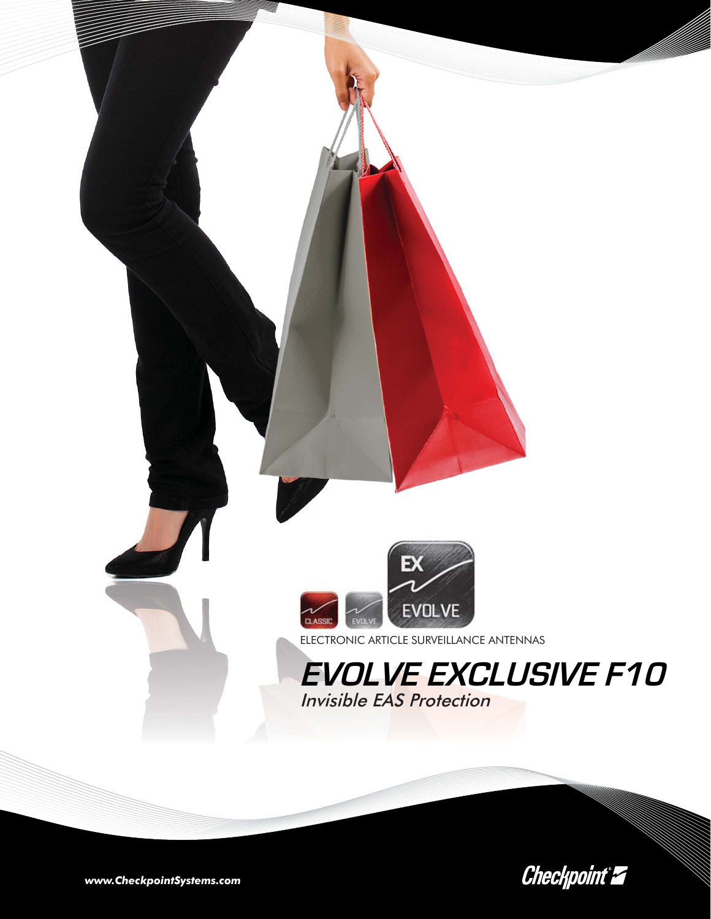ELECTRONIC ARTICLE SURVEILLANCE ANTENNAS

# *EVOLVE EXCLUSIVE F10*

*Invisible EAS Protection*

***www.CheckpointSystems.com***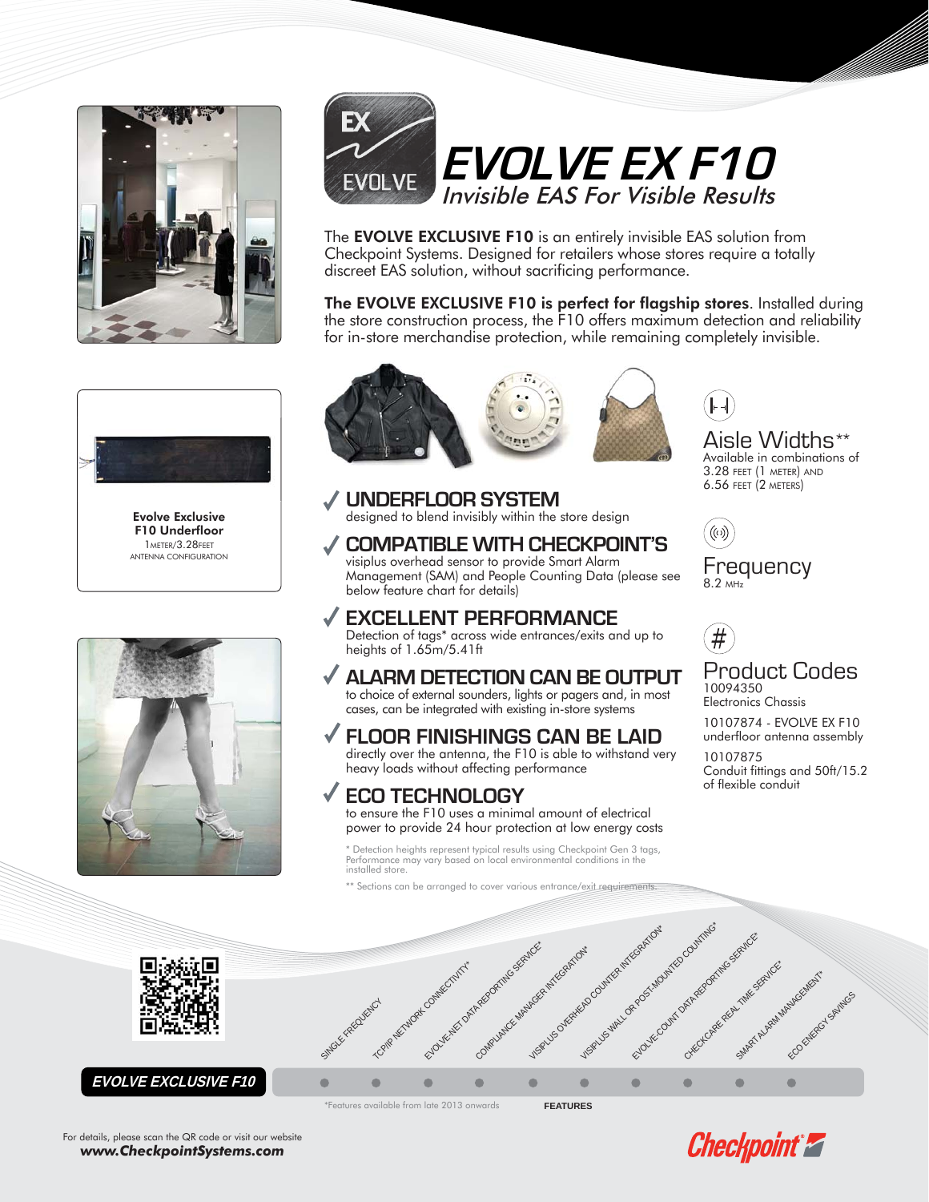# EVOLVE EX F10

*Invisible EAS For Visible Results*

The **EVOLVE EXCLUSIVE F10** is an entirely invisible EAS solution from Checkpoint Systems. Designed for retailers whose stores require a totally discreet EAS solution, without sacrificing performance.

**The EVOLVE EXCLUSIVE F10 is perfect for flagship stores**. Installed during the store construction process, the F10 offers maximum detection and reliability for in-store merchandise protection, while remaining completely invisible.

**Evolve Exclusive F10 Underfloor**
1METER/3.28FEET
ANTENNA CONFIGURATION

- **UNDERFLOOR SYSTEM**
  designed to blend invisibly within the store design
- **COMPATIBLE WITH CHECKPOINT'S**
  visiplus overhead sensor to provide Smart Alarm Management (SAM) and People Counting Data (please see below feature chart for details)
- **EXCELLENT PERFORMANCE**
  Detection of tags* across wide entrances/exits and up to heights of 1.65m/5.41ft
- **ALARM DETECTION CAN BE OUTPUT**
  to choice of external sounders, lights or pagers and, in most cases, can be integrated with existing in-store systems
- **FLOOR FINISHINGS CAN BE LAID**
  directly over the antenna, the F10 is able to withstand very heavy loads without affecting performance
- **ECO TECHNOLOGY**
  to ensure the F10 uses a minimal amount of electrical power to provide 24 hour protection at low energy costs

\* Detection heights represent typical results using Checkpoint Gen 3 tags, Performance may vary based on local environmental conditions in the installed store.

\*\* Sections can be arranged to cover various entrance/exit requirements.

## Aisle Widths**

Available in combinations of 3.28 FEET (1 METER) AND 6.56 FEET (2 METERS)

## Frequency

8.2 MHz

## Product Codes

10094350
Electronics Chassis

10107874 - EVOLVE EX F10 underfloor antenna assembly

10107875
Conduit fittings and 50ft/15.2 of flexible conduit

| | SINGLE FREQUENCY | TCP/IP NETWORK CONNECTIVITY* | EVOLVE-NET DATA REPORTING SERVICE* | COMPLIANCE MANAGER INTEGRATION* | VISIPLUS OVERHEAD COUNTER INTEGRATION* | VISIPLUS WALL OR POST-MOUNTED COUNTING* | EVOLVE-COUNT DATA REPORTING SERVICE* | CHECKCARE REAL TIME SERVICE* | SMART ALARM MANAGEMENT* | ECO ENERGY SAVINGS |
|---|---|---|---|---|---|---|---|---|---|---|
| EVOLVE EXCLUSIVE F10 | ● | ● | ● | ● | ● | ● | ● | ● | ● | ● |

*Features available from late 2013 onwards

FEATURES

For details, please scan the QR code or visit our website
**www.CheckpointSystems.com**

Checkpoint